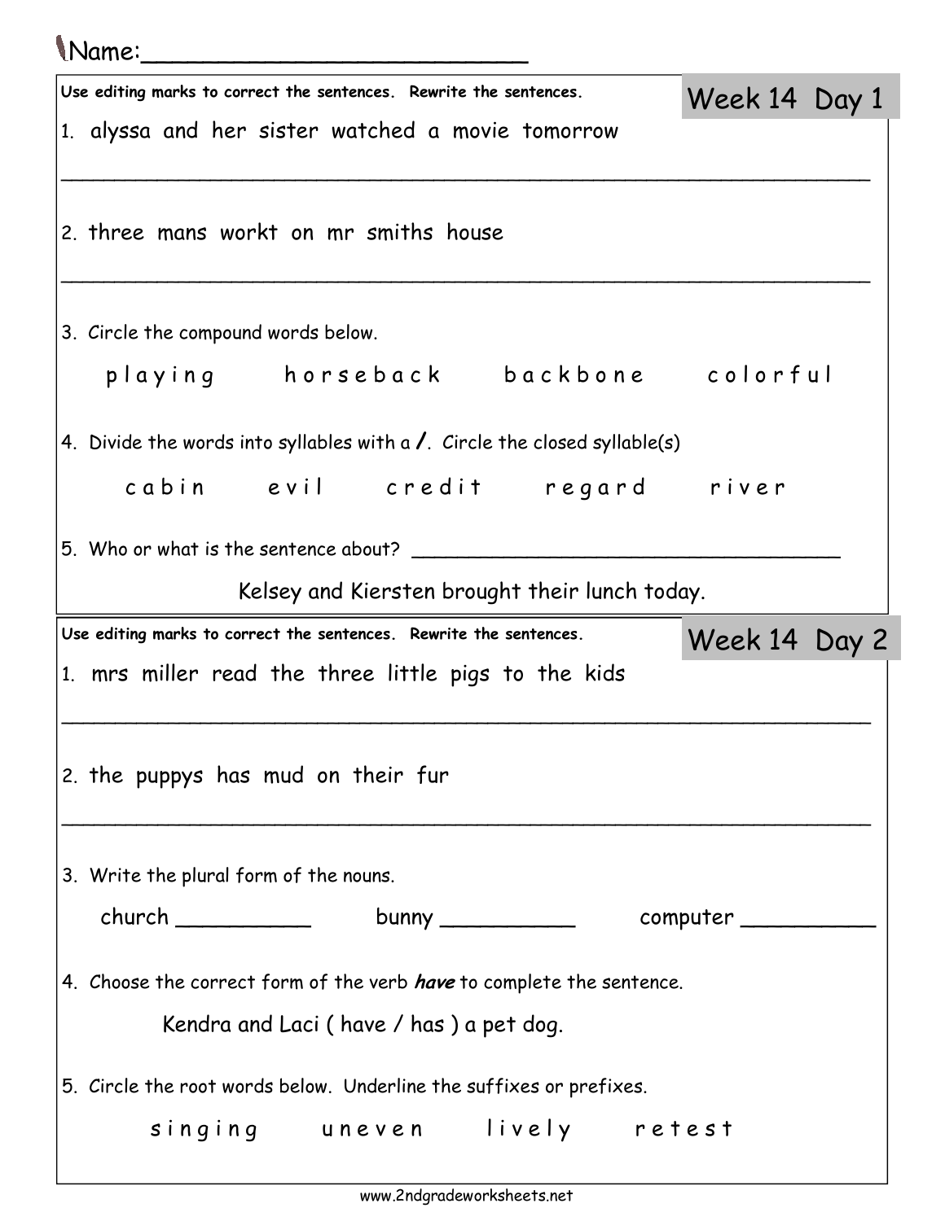Name:__________________________

## Week 14 Day 1

Use editing marks to correct the sentences. Rewrite the sentences.

1. alyssa and her sister watched a movie tomorrow

_______________________________________________________________

2. three mans workt on mr smiths house

_______________________________________________________________

3. Circle the compound words below.

p l a y i n g     h o r s e b a c k     b a c k b o n e     c o l o r f u l

4. Divide the words into syllables with a **/**. Circle the closed syllable(s)

c a b i n     e v i l     c r e d i t     r e g a r d     r i v e r

5. Who or what is the sentence about? ___________________________________

Kelsey and Kiersten brought their lunch today.

## Week 14 Day 2

Use editing marks to correct the sentences. Rewrite the sentences.

1. mrs miller read the three little pigs to the kids

_______________________________________________________________

2. the puppys has mud on their fur

_______________________________________________________________

3. Write the plural form of the nouns.

church __________     bunny __________     computer __________

4. Choose the correct form of the verb ***have*** to complete the sentence.

Kendra and Laci ( have / has ) a pet dog.

5. Circle the root words below. Underline the suffixes or prefixes.

s i n g i n g     u n e v e n     l i v e l y     r e t e s t

www.2ndgradeworksheets.net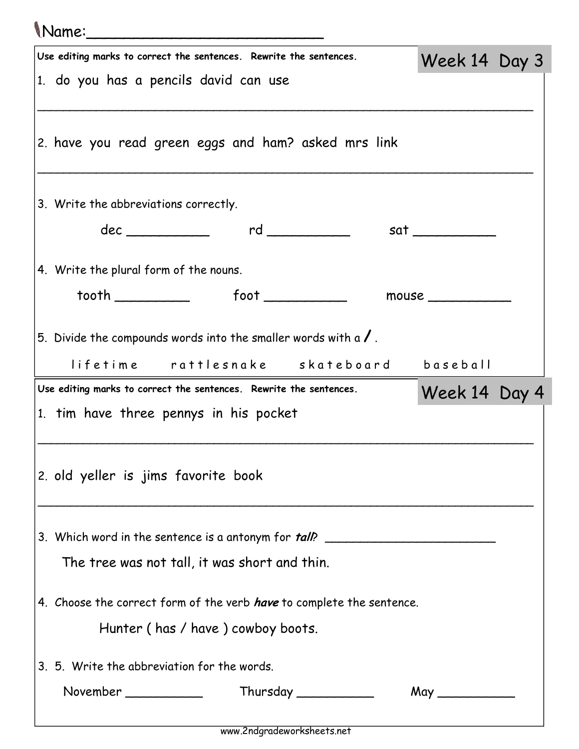Name:_________________________

## Week 14 Day 3

Use editing marks to correct the sentences. Rewrite the sentences.

1. do you has a pencils david can use

_______________________________________________________________

2. have you read green eggs and ham? asked mrs link

_______________________________________________________________

3. Write the abbreviations correctly.

   dec __________ rd __________ sat __________

4. Write the plural form of the nouns.

   tooth _________ foot __________ mouse __________

5. Divide the compounds words into the smaller words with a **/** .

   l i f e t i m e  r a t t l e s n a k e  s k a t e b o a r d  b a s e b a l l

## Week 14 Day 4

Use editing marks to correct the sentences. Rewrite the sentences.

1. tim have three pennys in his pocket

_______________________________________________________________

2. old yeller is jims favorite book

_______________________________________________________________

3. Which word in the sentence is a antonym for ***tall***? ______________________

   The tree was not tall, it was short and thin.

4. Choose the correct form of the verb ***have*** to complete the sentence.

   Hunter ( has / have ) cowboy boots.

3. 5. Write the abbreviation for the words.

   November __________ Thursday __________ May __________

www.2ndgradeworksheets.net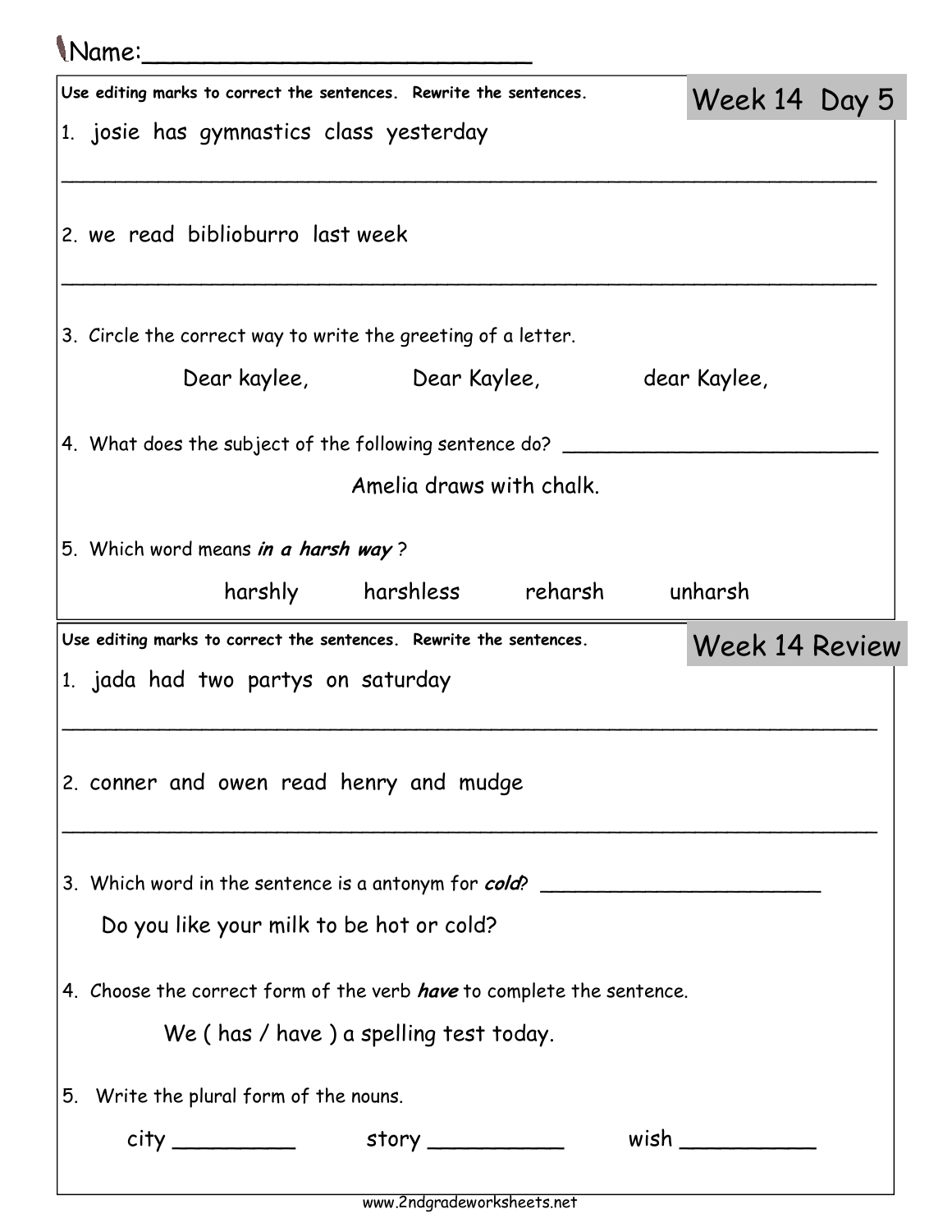Name:___________________________

## Week 14 Day 5

Use editing marks to correct the sentences. Rewrite the sentences.

1. josie has gymnastics class yesterday

_________________________________________________________________

2. we read biblioburro last week

_________________________________________________________________

3. Circle the correct way to write the greeting of a letter.

Dear kaylee,    Dear Kaylee,    dear Kaylee,

4. What does the subject of the following sentence do? ___________________________

Amelia draws with chalk.

5. Which word means ***in a harsh way*** ?

harshly    harshless    reharsh    unharsh

## Week 14 Review

Use editing marks to correct the sentences. Rewrite the sentences.

1. jada had two partys on saturday

_________________________________________________________________

2. conner and owen read henry and mudge

_________________________________________________________________

3. Which word in the sentence is a antonym for ***cold***? ________________________

Do you like your milk to be hot or cold?

4. Choose the correct form of the verb ***have*** to complete the sentence.

We ( has / have ) a spelling test today.

5. Write the plural form of the nouns.

city __________    story ___________    wish ___________

www.2ndgradeworksheets.net